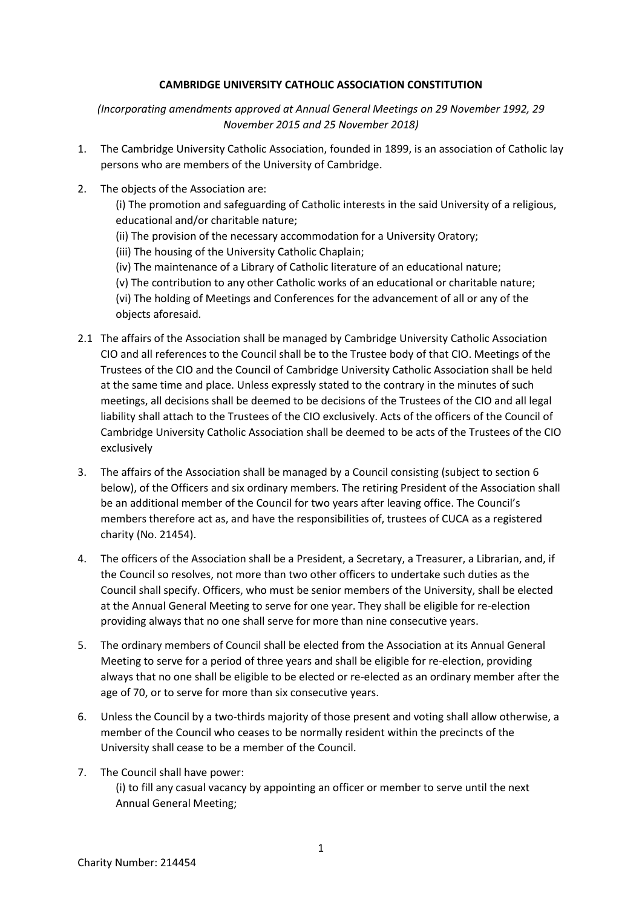**CAMBRIDGE UNIVERSITY CATHOLIC ASSOCIATION CONSTITUTION**

*(Incorporating amendments approved at Annual General Meetings on 29 November 1992, 29 November 2015 and 25 November 2018)*

1. The Cambridge University Catholic Association, founded in 1899, is an association of Catholic lay persons who are members of the University of Cambridge.

2. The objects of the Association are:
   (i) The promotion and safeguarding of Catholic interests in the said University of a religious, educational and/or charitable nature;
   (ii) The provision of the necessary accommodation for a University Oratory;
   (iii) The housing of the University Catholic Chaplain;
   (iv) The maintenance of a Library of Catholic literature of an educational nature;
   (v) The contribution to any other Catholic works of an educational or charitable nature;
   (vi) The holding of Meetings and Conferences for the advancement of all or any of the objects aforesaid.

2.1 The affairs of the Association shall be managed by Cambridge University Catholic Association CIO and all references to the Council shall be to the Trustee body of that CIO. Meetings of the Trustees of the CIO and the Council of Cambridge University Catholic Association shall be held at the same time and place. Unless expressly stated to the contrary in the minutes of such meetings, all decisions shall be deemed to be decisions of the Trustees of the CIO and all legal liability shall attach to the Trustees of the CIO exclusively. Acts of the officers of the Council of Cambridge University Catholic Association shall be deemed to be acts of the Trustees of the CIO exclusively

3. The affairs of the Association shall be managed by a Council consisting (subject to section 6 below), of the Officers and six ordinary members. The retiring President of the Association shall be an additional member of the Council for two years after leaving office. The Council's members therefore act as, and have the responsibilities of, trustees of CUCA as a registered charity (No. 21454).

4. The officers of the Association shall be a President, a Secretary, a Treasurer, a Librarian, and, if the Council so resolves, not more than two other officers to undertake such duties as the Council shall specify. Officers, who must be senior members of the University, shall be elected at the Annual General Meeting to serve for one year. They shall be eligible for re-election providing always that no one shall serve for more than nine consecutive years.

5. The ordinary members of Council shall be elected from the Association at its Annual General Meeting to serve for a period of three years and shall be eligible for re-election, providing always that no one shall be eligible to be elected or re-elected as an ordinary member after the age of 70, or to serve for more than six consecutive years.

6. Unless the Council by a two-thirds majority of those present and voting shall allow otherwise, a member of the Council who ceases to be normally resident within the precincts of the University shall cease to be a member of the Council.

7. The Council shall have power:
   (i) to fill any casual vacancy by appointing an officer or member to serve until the next Annual General Meeting;

Charity Number: 214454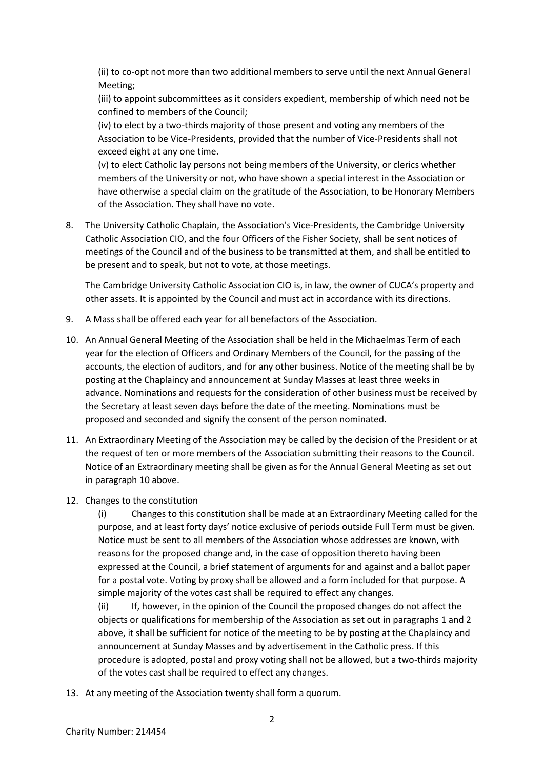(ii) to co-opt not more than two additional members to serve until the next Annual General Meeting;

(iii) to appoint subcommittees as it considers expedient, membership of which need not be confined to members of the Council;

(iv) to elect by a two-thirds majority of those present and voting any members of the Association to be Vice-Presidents, provided that the number of Vice-Presidents shall not exceed eight at any one time.

(v) to elect Catholic lay persons not being members of the University, or clerics whether members of the University or not, who have shown a special interest in the Association or have otherwise a special claim on the gratitude of the Association, to be Honorary Members of the Association. They shall have no vote.

8. The University Catholic Chaplain, the Association's Vice-Presidents, the Cambridge University Catholic Association CIO, and the four Officers of the Fisher Society, shall be sent notices of meetings of the Council and of the business to be transmitted at them, and shall be entitled to be present and to speak, but not to vote, at those meetings.

   The Cambridge University Catholic Association CIO is, in law, the owner of CUCA's property and other assets. It is appointed by the Council and must act in accordance with its directions.

9. A Mass shall be offered each year for all benefactors of the Association.

10. An Annual General Meeting of the Association shall be held in the Michaelmas Term of each year for the election of Officers and Ordinary Members of the Council, for the passing of the accounts, the election of auditors, and for any other business. Notice of the meeting shall be by posting at the Chaplaincy and announcement at Sunday Masses at least three weeks in advance. Nominations and requests for the consideration of other business must be received by the Secretary at least seven days before the date of the meeting. Nominations must be proposed and seconded and signify the consent of the person nominated.

11. An Extraordinary Meeting of the Association may be called by the decision of the President or at the request of ten or more members of the Association submitting their reasons to the Council. Notice of an Extraordinary meeting shall be given as for the Annual General Meeting as set out in paragraph 10 above.

12. Changes to the constitution

    (i) Changes to this constitution shall be made at an Extraordinary Meeting called for the purpose, and at least forty days' notice exclusive of periods outside Full Term must be given. Notice must be sent to all members of the Association whose addresses are known, with reasons for the proposed change and, in the case of opposition thereto having been expressed at the Council, a brief statement of arguments for and against and a ballot paper for a postal vote. Voting by proxy shall be allowed and a form included for that purpose. A simple majority of the votes cast shall be required to effect any changes.

    (ii) If, however, in the opinion of the Council the proposed changes do not affect the objects or qualifications for membership of the Association as set out in paragraphs 1 and 2 above, it shall be sufficient for notice of the meeting to be by posting at the Chaplaincy and announcement at Sunday Masses and by advertisement in the Catholic press. If this procedure is adopted, postal and proxy voting shall not be allowed, but a two-thirds majority of the votes cast shall be required to effect any changes.

13. At any meeting of the Association twenty shall form a quorum.

Charity Number: 214454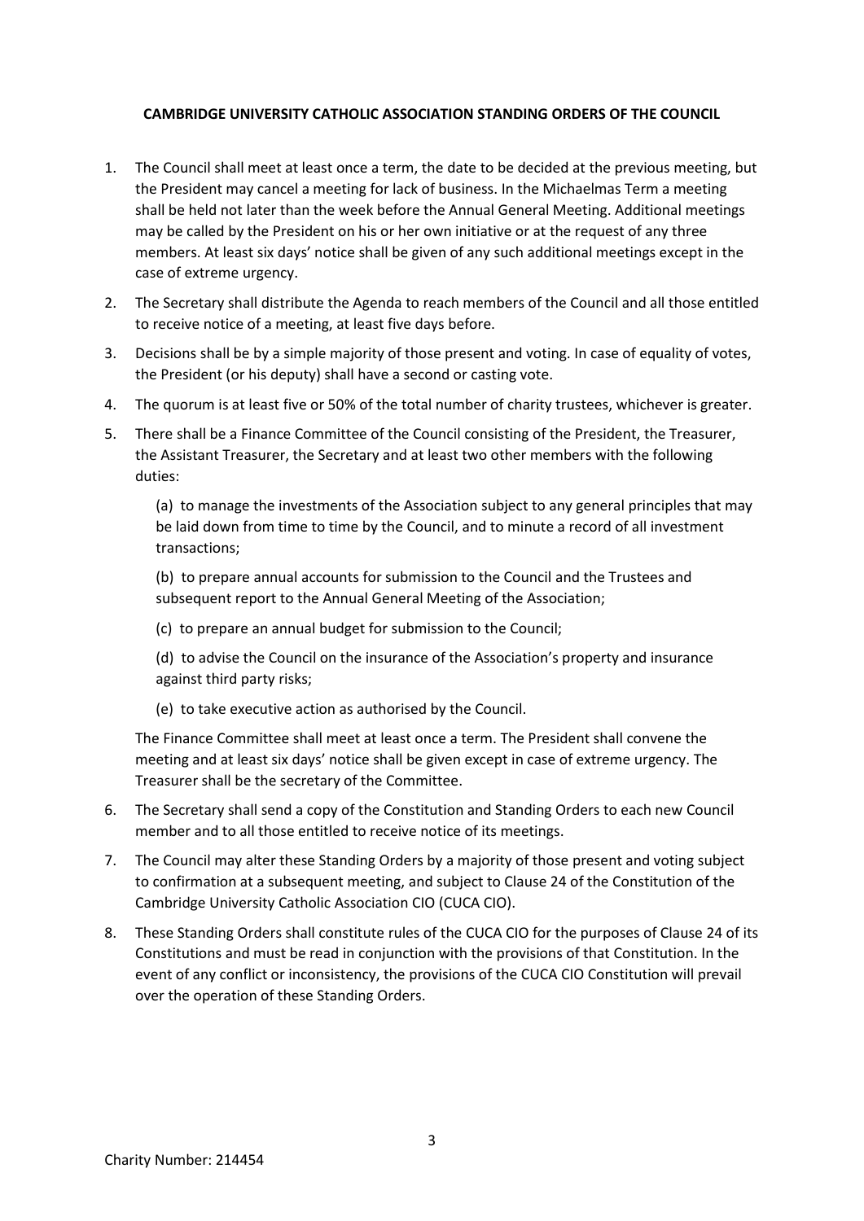**CAMBRIDGE UNIVERSITY CATHOLIC ASSOCIATION STANDING ORDERS OF THE COUNCIL**

1. The Council shall meet at least once a term, the date to be decided at the previous meeting, but the President may cancel a meeting for lack of business. In the Michaelmas Term a meeting shall be held not later than the week before the Annual General Meeting. Additional meetings may be called by the President on his or her own initiative or at the request of any three members. At least six days' notice shall be given of any such additional meetings except in the case of extreme urgency.

2. The Secretary shall distribute the Agenda to reach members of the Council and all those entitled to receive notice of a meeting, at least five days before.

3. Decisions shall be by a simple majority of those present and voting. In case of equality of votes, the President (or his deputy) shall have a second or casting vote.

4. The quorum is at least five or 50% of the total number of charity trustees, whichever is greater.

5. There shall be a Finance Committee of the Council consisting of the President, the Treasurer, the Assistant Treasurer, the Secretary and at least two other members with the following duties:

   (a) to manage the investments of the Association subject to any general principles that may be laid down from time to time by the Council, and to minute a record of all investment transactions;

   (b) to prepare annual accounts for submission to the Council and the Trustees and subsequent report to the Annual General Meeting of the Association;

   (c) to prepare an annual budget for submission to the Council;

   (d) to advise the Council on the insurance of the Association's property and insurance against third party risks;

   (e) to take executive action as authorised by the Council.

   The Finance Committee shall meet at least once a term. The President shall convene the meeting and at least six days' notice shall be given except in case of extreme urgency. The Treasurer shall be the secretary of the Committee.

6. The Secretary shall send a copy of the Constitution and Standing Orders to each new Council member and to all those entitled to receive notice of its meetings.

7. The Council may alter these Standing Orders by a majority of those present and voting subject to confirmation at a subsequent meeting, and subject to Clause 24 of the Constitution of the Cambridge University Catholic Association CIO (CUCA CIO).

8. These Standing Orders shall constitute rules of the CUCA CIO for the purposes of Clause 24 of its Constitutions and must be read in conjunction with the provisions of that Constitution. In the event of any conflict or inconsistency, the provisions of the CUCA CIO Constitution will prevail over the operation of these Standing Orders.

Charity Number: 214454